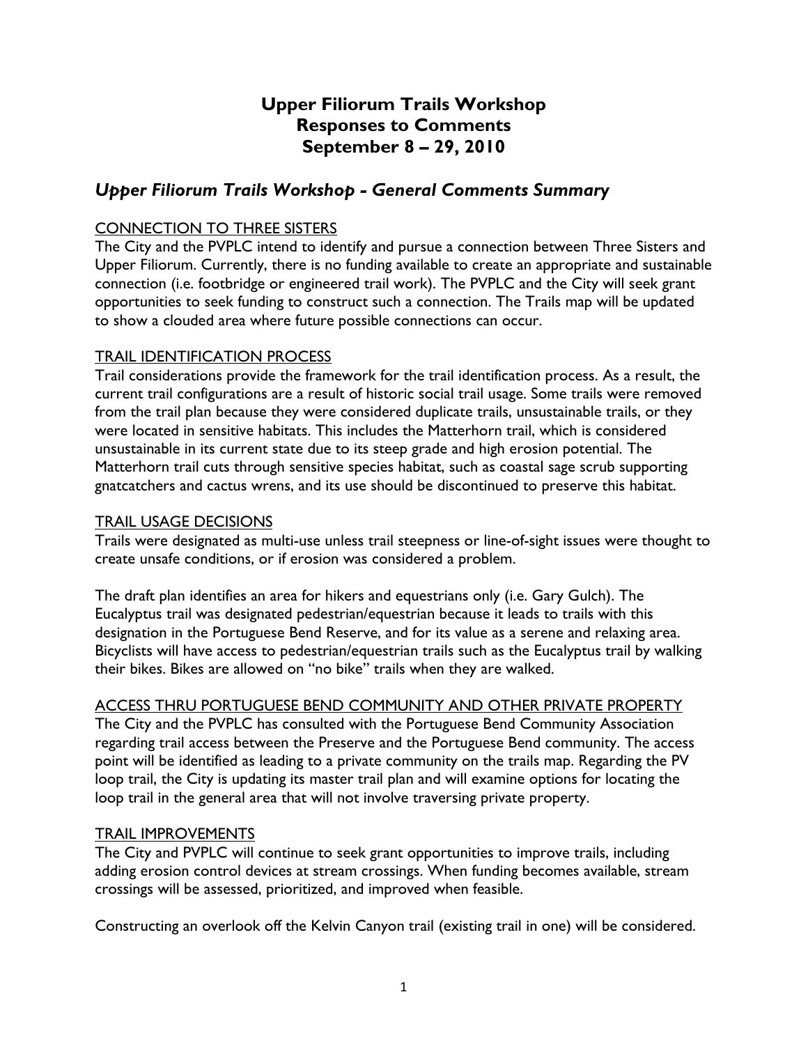# Upper Filiorum Trails Workshop
# Responses to Comments
# September 8 – 29, 2010

## *Upper Filiorum Trails Workshop - General Comments Summary*

### CONNECTION TO THREE SISTERS

The City and the PVPLC intend to identify and pursue a connection between Three Sisters and Upper Filiorum. Currently, there is no funding available to create an appropriate and sustainable connection (i.e. footbridge or engineered trail work). The PVPLC and the City will seek grant opportunities to seek funding to construct such a connection. The Trails map will be updated to show a clouded area where future possible connections can occur.

### TRAIL IDENTIFICATION PROCESS

Trail considerations provide the framework for the trail identification process. As a result, the current trail configurations are a result of historic social trail usage. Some trails were removed from the trail plan because they were considered duplicate trails, unsustainable trails, or they were located in sensitive habitats. This includes the Matterhorn trail, which is considered unsustainable in its current state due to its steep grade and high erosion potential. The Matterhorn trail cuts through sensitive species habitat, such as coastal sage scrub supporting gnatcatchers and cactus wrens, and its use should be discontinued to preserve this habitat.

### TRAIL USAGE DECISIONS

Trails were designated as multi-use unless trail steepness or line-of-sight issues were thought to create unsafe conditions, or if erosion was considered a problem.

The draft plan identifies an area for hikers and equestrians only (i.e. Gary Gulch). The Eucalyptus trail was designated pedestrian/equestrian because it leads to trails with this designation in the Portuguese Bend Reserve, and for its value as a serene and relaxing area. Bicyclists will have access to pedestrian/equestrian trails such as the Eucalyptus trail by walking their bikes. Bikes are allowed on "no bike" trails when they are walked.

### ACCESS THRU PORTUGUESE BEND COMMUNITY AND OTHER PRIVATE PROPERTY

The City and the PVPLC has consulted with the Portuguese Bend Community Association regarding trail access between the Preserve and the Portuguese Bend community. The access point will be identified as leading to a private community on the trails map. Regarding the PV loop trail, the City is updating its master trail plan and will examine options for locating the loop trail in the general area that will not involve traversing private property.

### TRAIL IMPROVEMENTS

The City and PVPLC will continue to seek grant opportunities to improve trails, including adding erosion control devices at stream crossings. When funding becomes available, stream crossings will be assessed, prioritized, and improved when feasible.

Constructing an overlook off the Kelvin Canyon trail (existing trail in one) will be considered.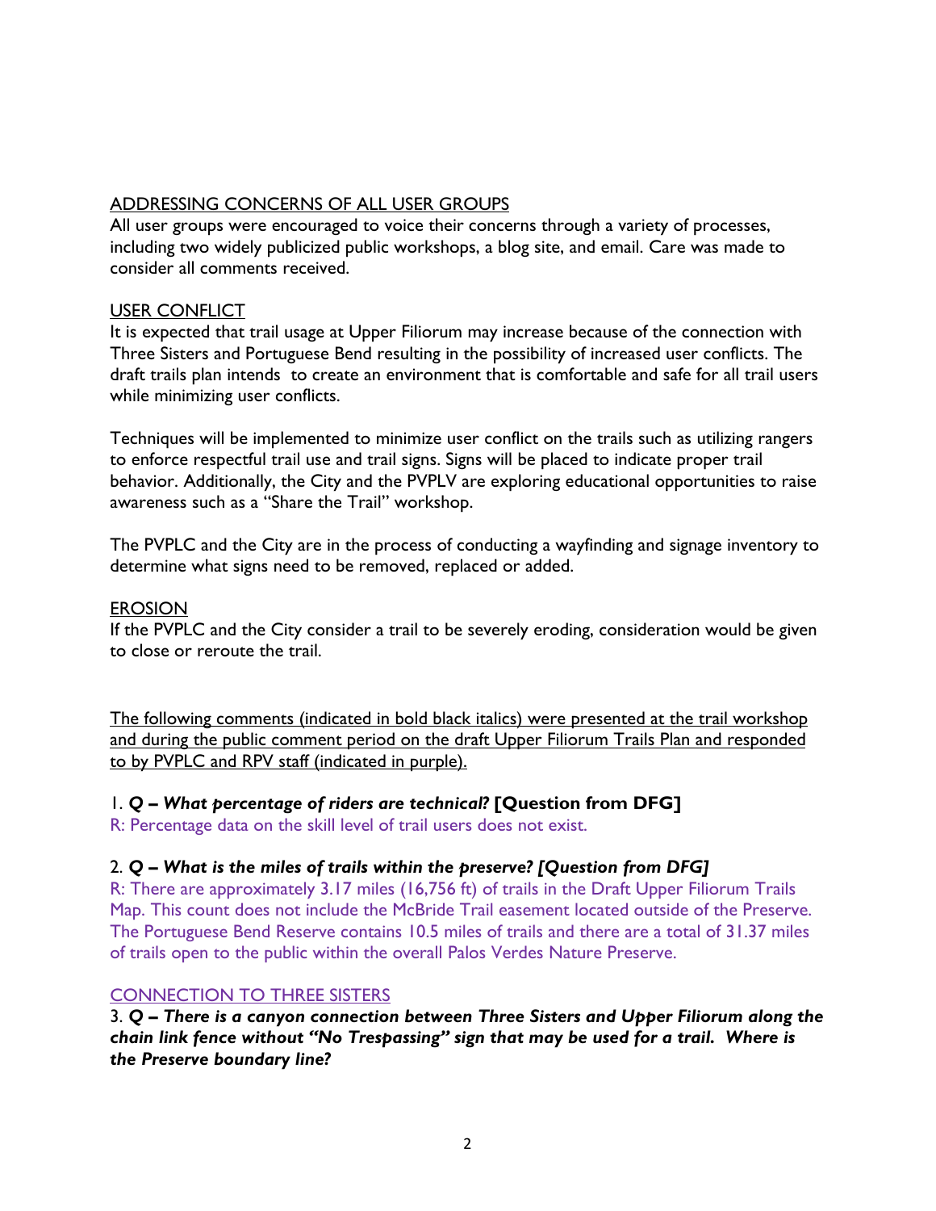## ADDRESSING CONCERNS OF ALL USER GROUPS

All user groups were encouraged to voice their concerns through a variety of processes, including two widely publicized public workshops, a blog site, and email. Care was made to consider all comments received.

## USER CONFLICT

It is expected that trail usage at Upper Filiorum may increase because of the connection with Three Sisters and Portuguese Bend resulting in the possibility of increased user conflicts. The draft trails plan intends to create an environment that is comfortable and safe for all trail users while minimizing user conflicts.

Techniques will be implemented to minimize user conflict on the trails such as utilizing rangers to enforce respectful trail use and trail signs. Signs will be placed to indicate proper trail behavior. Additionally, the City and the PVPLV are exploring educational opportunities to raise awareness such as a "Share the Trail" workshop.

The PVPLC and the City are in the process of conducting a wayfinding and signage inventory to determine what signs need to be removed, replaced or added.

## EROSION

If the PVPLC and the City consider a trail to be severely eroding, consideration would be given to close or reroute the trail.

The following comments (indicated in bold black italics) were presented at the trail workshop and during the public comment period on the draft Upper Filiorum Trails Plan and responded to by PVPLC and RPV staff (indicated in purple).

1. ***Q – What percentage of riders are technical?* [Question from DFG]**

R: Percentage data on the skill level of trail users does not exist.

2. ***Q – What is the miles of trails within the preserve? [Question from DFG]***

R: There are approximately 3.17 miles (16,756 ft) of trails in the Draft Upper Filiorum Trails Map. This count does not include the McBride Trail easement located outside of the Preserve. The Portuguese Bend Reserve contains 10.5 miles of trails and there are a total of 31.37 miles of trails open to the public within the overall Palos Verdes Nature Preserve.

## CONNECTION TO THREE SISTERS

3. ***Q – There is a canyon connection between Three Sisters and Upper Filiorum along the chain link fence without "No Trespassing" sign that may be used for a trail. Where is the Preserve boundary line?***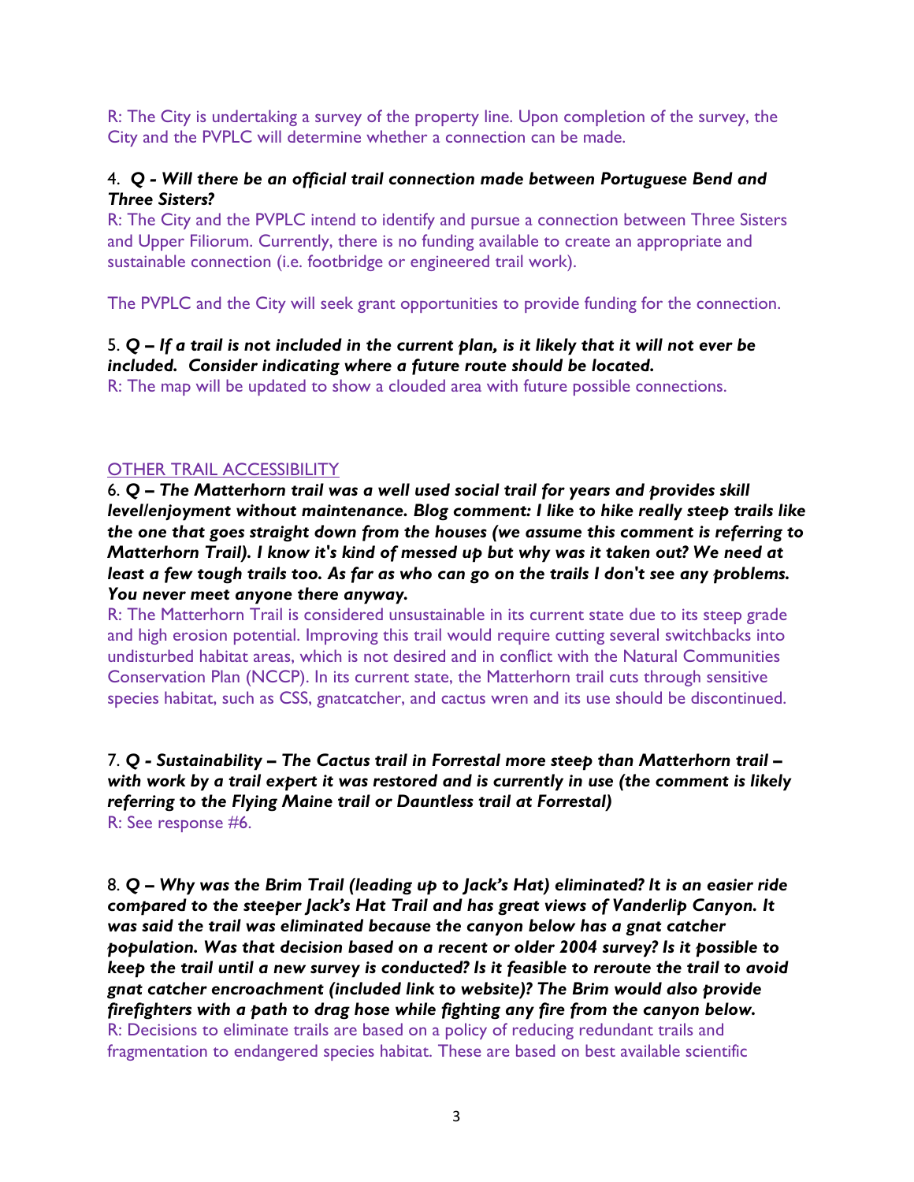R: The City is undertaking a survey of the property line. Upon completion of the survey, the City and the PVPLC will determine whether a connection can be made.

4. ***Q - Will there be an official trail connection made between Portuguese Bend and Three Sisters?***
R: The City and the PVPLC intend to identify and pursue a connection between Three Sisters and Upper Filiorum. Currently, there is no funding available to create an appropriate and sustainable connection (i.e. footbridge or engineered trail work).

The PVPLC and the City will seek grant opportunities to provide funding for the connection.

5. ***Q – If a trail is not included in the current plan, is it likely that it will not ever be included. Consider indicating where a future route should be located.***
R: The map will be updated to show a clouded area with future possible connections.

OTHER TRAIL ACCESSIBILITY

6. ***Q – The Matterhorn trail was a well used social trail for years and provides skill level/enjoyment without maintenance. Blog comment: I like to hike really steep trails like the one that goes straight down from the houses (we assume this comment is referring to Matterhorn Trail). I know it's kind of messed up but why was it taken out? We need at least a few tough trails too. As far as who can go on the trails I don't see any problems. You never meet anyone there anyway.***
R: The Matterhorn Trail is considered unsustainable in its current state due to its steep grade and high erosion potential. Improving this trail would require cutting several switchbacks into undisturbed habitat areas, which is not desired and in conflict with the Natural Communities Conservation Plan (NCCP). In its current state, the Matterhorn trail cuts through sensitive species habitat, such as CSS, gnatcatcher, and cactus wren and its use should be discontinued.

7. ***Q - Sustainability – The Cactus trail in Forrestal more steep than Matterhorn trail – with work by a trail expert it was restored and is currently in use (the comment is likely referring to the Flying Maine trail or Dauntless trail at Forrestal)***
R: See response #6.

8. ***Q – Why was the Brim Trail (leading up to Jack's Hat) eliminated? It is an easier ride compared to the steeper Jack's Hat Trail and has great views of Vanderlip Canyon. It was said the trail was eliminated because the canyon below has a gnat catcher population. Was that decision based on a recent or older 2004 survey? Is it possible to keep the trail until a new survey is conducted? Is it feasible to reroute the trail to avoid gnat catcher encroachment (included link to website)? The Brim would also provide firefighters with a path to drag hose while fighting any fire from the canyon below.***
R: Decisions to eliminate trails are based on a policy of reducing redundant trails and fragmentation to endangered species habitat. These are based on best available scientific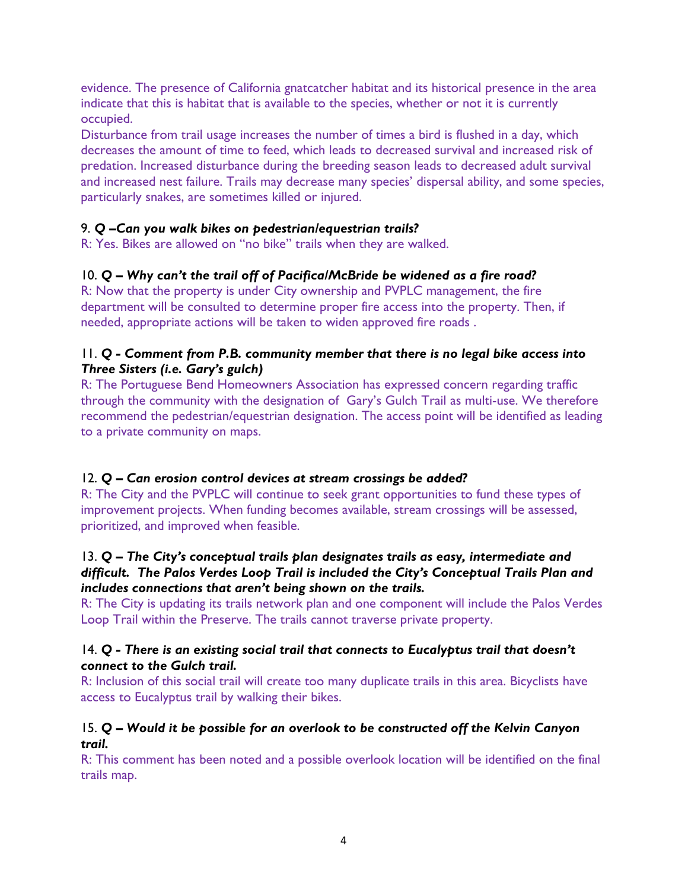evidence. The presence of California gnatcatcher habitat and its historical presence in the area indicate that this is habitat that is available to the species, whether or not it is currently occupied.

Disturbance from trail usage increases the number of times a bird is flushed in a day, which decreases the amount of time to feed, which leads to decreased survival and increased risk of predation. Increased disturbance during the breeding season leads to decreased adult survival and increased nest failure. Trails may decrease many species' dispersal ability, and some species, particularly snakes, are sometimes killed or injured.

9. ***Q –Can you walk bikes on pedestrian/equestrian trails?***
R: Yes. Bikes are allowed on "no bike" trails when they are walked.

10. ***Q – Why can't the trail off of Pacifica/McBride be widened as a fire road?***
R: Now that the property is under City ownership and PVPLC management, the fire department will be consulted to determine proper fire access into the property. Then, if needed, appropriate actions will be taken to widen approved fire roads .

11. ***Q - Comment from P.B. community member that there is no legal bike access into Three Sisters (i.e. Gary's gulch)***
R: The Portuguese Bend Homeowners Association has expressed concern regarding traffic through the community with the designation of Gary's Gulch Trail as multi-use. We therefore recommend the pedestrian/equestrian designation. The access point will be identified as leading to a private community on maps.

12. ***Q – Can erosion control devices at stream crossings be added?***
R: The City and the PVPLC will continue to seek grant opportunities to fund these types of improvement projects. When funding becomes available, stream crossings will be assessed, prioritized, and improved when feasible.

13. ***Q – The City's conceptual trails plan designates trails as easy, intermediate and difficult. The Palos Verdes Loop Trail is included the City's Conceptual Trails Plan and includes connections that aren't being shown on the trails.***
R: The City is updating its trails network plan and one component will include the Palos Verdes Loop Trail within the Preserve. The trails cannot traverse private property.

14. ***Q - There is an existing social trail that connects to Eucalyptus trail that doesn't connect to the Gulch trail.***
R: Inclusion of this social trail will create too many duplicate trails in this area. Bicyclists have access to Eucalyptus trail by walking their bikes.

15. ***Q – Would it be possible for an overlook to be constructed off the Kelvin Canyon trail.***
R: This comment has been noted and a possible overlook location will be identified on the final trails map.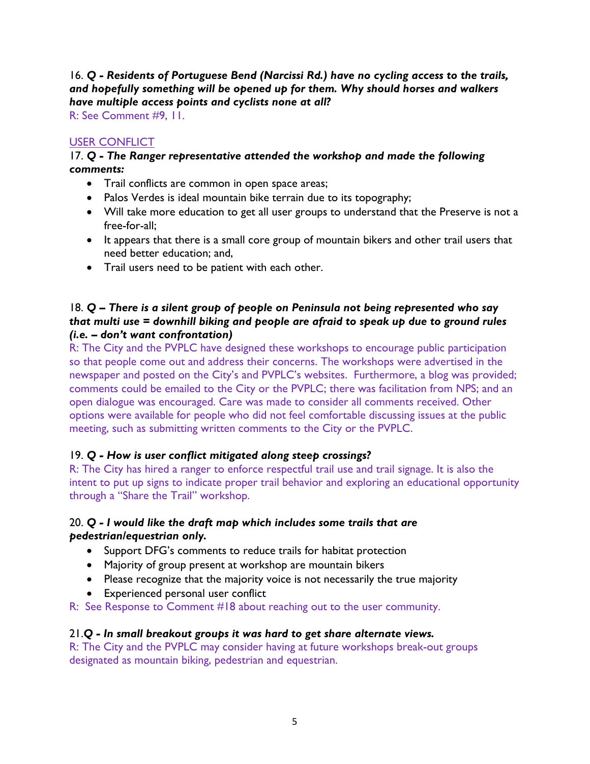16. ***Q - Residents of Portuguese Bend (Narcissi Rd.) have no cycling access to the trails, and hopefully something will be opened up for them. Why should horses and walkers have multiple access points and cyclists none at all?***
R: See Comment #9, 11.

USER CONFLICT

17. ***Q - The Ranger representative attended the workshop and made the following comments:***

- Trail conflicts are common in open space areas;
- Palos Verdes is ideal mountain bike terrain due to its topography;
- Will take more education to get all user groups to understand that the Preserve is not a free-for-all;
- It appears that there is a small core group of mountain bikers and other trail users that need better education; and,
- Trail users need to be patient with each other.

18. ***Q – There is a silent group of people on Peninsula not being represented who say that multi use = downhill biking and people are afraid to speak up due to ground rules (i.e. – don't want confrontation)***
R: The City and the PVPLC have designed these workshops to encourage public participation so that people come out and address their concerns. The workshops were advertised in the newspaper and posted on the City's and PVPLC's websites. Furthermore, a blog was provided; comments could be emailed to the City or the PVPLC; there was facilitation from NPS; and an open dialogue was encouraged. Care was made to consider all comments received. Other options were available for people who did not feel comfortable discussing issues at the public meeting, such as submitting written comments to the City or the PVPLC.

19. ***Q - How is user conflict mitigated along steep crossings?***
R: The City has hired a ranger to enforce respectful trail use and trail signage. It is also the intent to put up signs to indicate proper trail behavior and exploring an educational opportunity through a "Share the Trail" workshop.

20. ***Q - I would like the draft map which includes some trails that are pedestrian/equestrian only.***

- Support DFG's comments to reduce trails for habitat protection
- Majority of group present at workshop are mountain bikers
- Please recognize that the majority voice is not necessarily the true majority
- Experienced personal user conflict

R: See Response to Comment #18 about reaching out to the user community.

21. ***Q - In small breakout groups it was hard to get share alternate views.***
R: The City and the PVPLC may consider having at future workshops break-out groups designated as mountain biking, pedestrian and equestrian.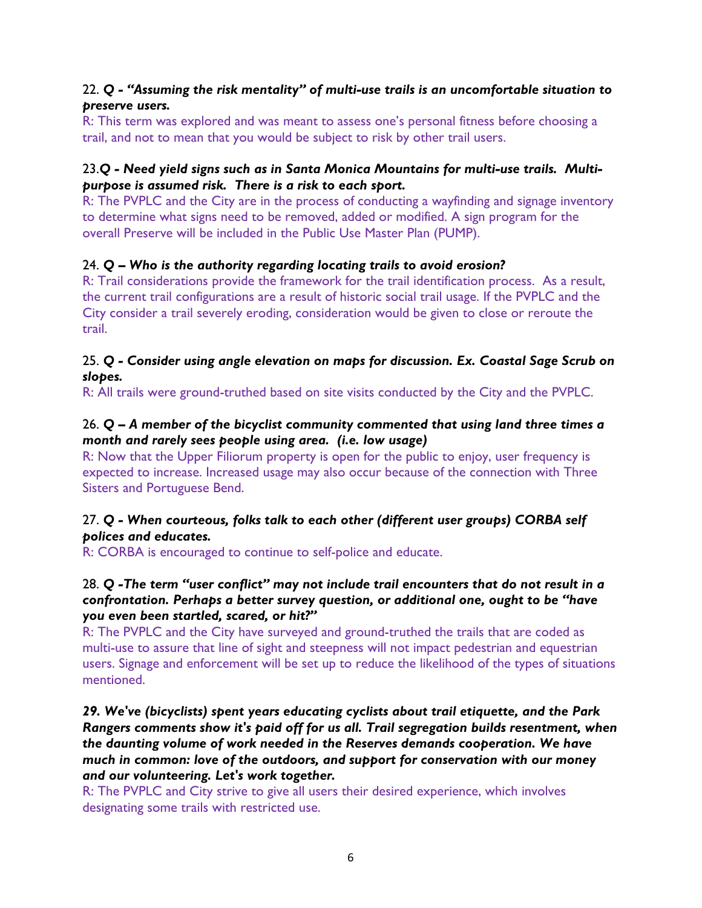22. ***Q - "Assuming the risk mentality" of multi-use trails is an uncomfortable situation to preserve users.***
R: This term was explored and was meant to assess one's personal fitness before choosing a trail, and not to mean that you would be subject to risk by other trail users.

23.***Q - Need yield signs such as in Santa Monica Mountains for multi-use trails. Multi-purpose is assumed risk. There is a risk to each sport.***
R: The PVPLC and the City are in the process of conducting a wayfinding and signage inventory to determine what signs need to be removed, added or modified. A sign program for the overall Preserve will be included in the Public Use Master Plan (PUMP).

24. ***Q – Who is the authority regarding locating trails to avoid erosion?***
R: Trail considerations provide the framework for the trail identification process. As a result, the current trail configurations are a result of historic social trail usage. If the PVPLC and the City consider a trail severely eroding, consideration would be given to close or reroute the trail.

25. ***Q - Consider using angle elevation on maps for discussion. Ex. Coastal Sage Scrub on slopes.***
R: All trails were ground-truthed based on site visits conducted by the City and the PVPLC.

26. ***Q – A member of the bicyclist community commented that using land three times a month and rarely sees people using area. (i.e. low usage)***
R: Now that the Upper Filiorum property is open for the public to enjoy, user frequency is expected to increase. Increased usage may also occur because of the connection with Three Sisters and Portuguese Bend.

27. ***Q - When courteous, folks talk to each other (different user groups) CORBA self polices and educates.***
R: CORBA is encouraged to continue to self-police and educate.

28. ***Q -The term "user conflict" may not include trail encounters that do not result in a confrontation. Perhaps a better survey question, or additional one, ought to be "have you even been startled, scared, or hit?"***
R: The PVPLC and the City have surveyed and ground-truthed the trails that are coded as multi-use to assure that line of sight and steepness will not impact pedestrian and equestrian users. Signage and enforcement will be set up to reduce the likelihood of the types of situations mentioned.

***29. We've (bicyclists) spent years educating cyclists about trail etiquette, and the Park Rangers comments show it's paid off for us all. Trail segregation builds resentment, when the daunting volume of work needed in the Reserves demands cooperation. We have much in common: love of the outdoors, and support for conservation with our money and our volunteering. Let's work together.***
R: The PVPLC and City strive to give all users their desired experience, which involves designating some trails with restricted use.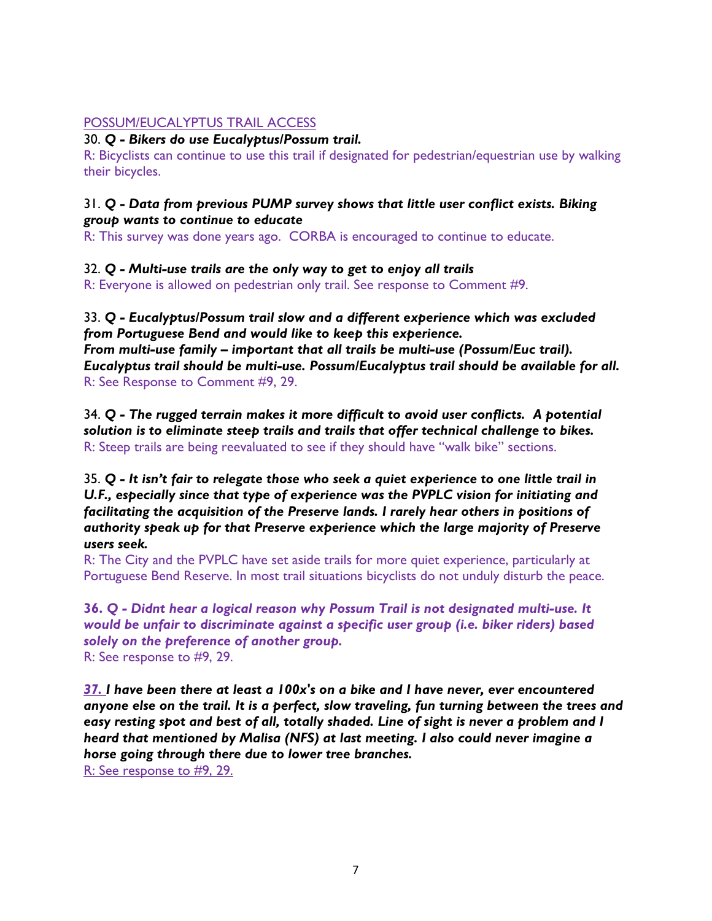POSSUM/EUCALYPTUS TRAIL ACCESS

30. ***Q - Bikers do use Eucalyptus/Possum trail.***

R: Bicyclists can continue to use this trail if designated for pedestrian/equestrian use by walking their bicycles.

31. ***Q - Data from previous PUMP survey shows that little user conflict exists. Biking group wants to continue to educate***

R: This survey was done years ago. CORBA is encouraged to continue to educate.

32. ***Q - Multi-use trails are the only way to get to enjoy all trails***

R: Everyone is allowed on pedestrian only trail. See response to Comment #9.

33. ***Q - Eucalyptus/Possum trail slow and a different experience which was excluded from Portuguese Bend and would like to keep this experience.***
***From multi-use family – important that all trails be multi-use (Possum/Euc trail). Eucalyptus trail should be multi-use. Possum/Eucalyptus trail should be available for all.***

R: See Response to Comment #9, 29.

34. ***Q - The rugged terrain makes it more difficult to avoid user conflicts. A potential solution is to eliminate steep trails and trails that offer technical challenge to bikes.***

R: Steep trails are being reevaluated to see if they should have "walk bike" sections.

35. ***Q - It isn't fair to relegate those who seek a quiet experience to one little trail in U.F., especially since that type of experience was the PVPLC vision for initiating and facilitating the acquisition of the Preserve lands. I rarely hear others in positions of authority speak up for that Preserve experience which the large majority of Preserve users seek.***

R: The City and the PVPLC have set aside trails for more quiet experience, particularly at Portuguese Bend Reserve. In most trail situations bicyclists do not unduly disturb the peace.

**36. *Q - Didnt hear a logical reason why Possum Trail is not designated multi-use. It would be unfair to discriminate against a specific user group (i.e. biker riders) based solely on the preference of another group.***

R: See response to #9, 29.

***37. I have been there at least a 100x's on a bike and I have never, ever encountered anyone else on the trail. It is a perfect, slow traveling, fun turning between the trees and easy resting spot and best of all, totally shaded. Line of sight is never a problem and I heard that mentioned by Malisa (NFS) at last meeting. I also could never imagine a horse going through there due to lower tree branches.***

R: See response to #9, 29.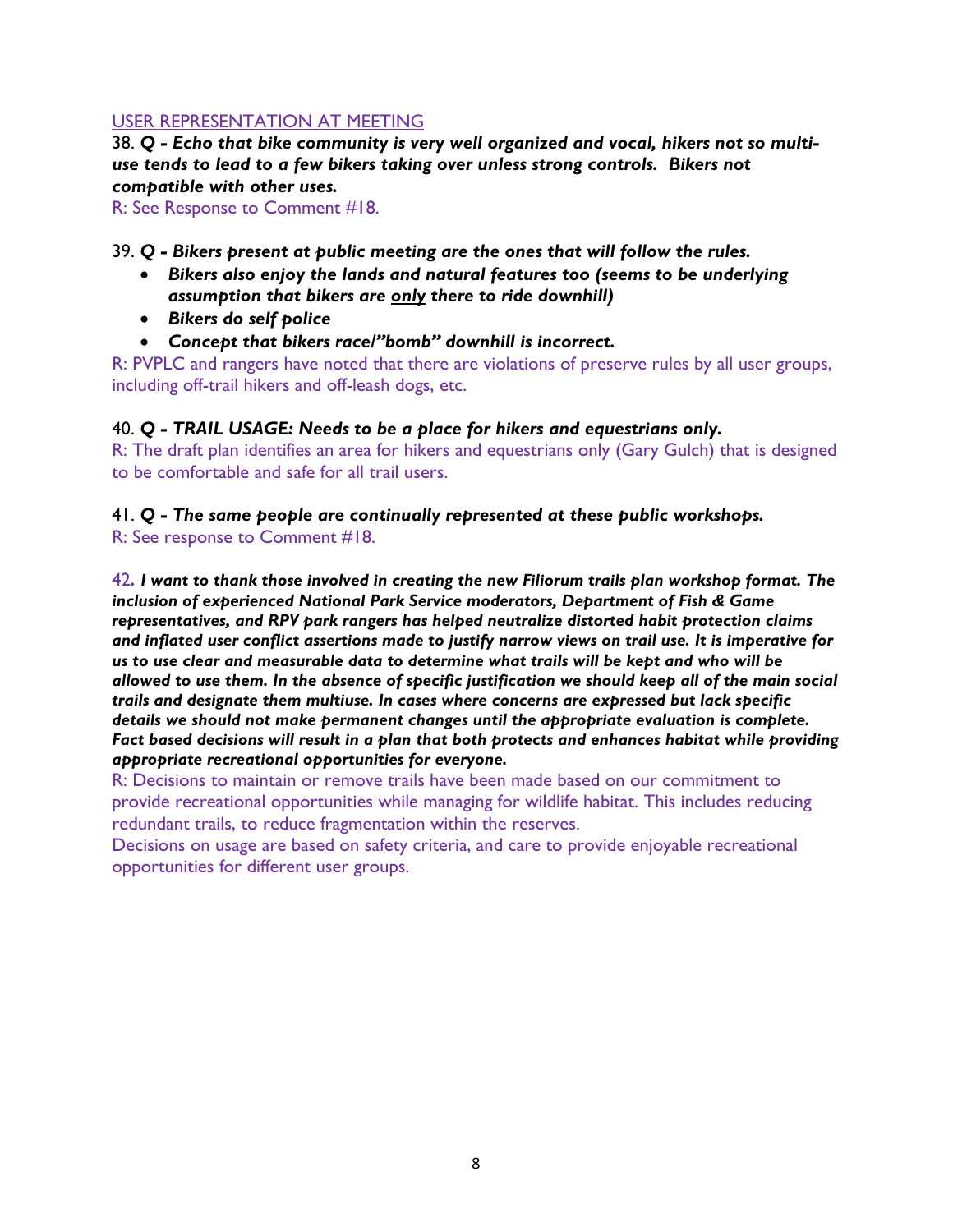USER REPRESENTATION AT MEETING

38. ***Q - Echo that bike community is very well organized and vocal, hikers not so multi-use tends to lead to a few bikers taking over unless strong controls. Bikers not compatible with other uses.***

R: See Response to Comment #18.

39. ***Q - Bikers present at public meeting are the ones that will follow the rules.***

- ***Bikers also enjoy the lands and natural features too (seems to be underlying assumption that bikers are only there to ride downhill)***
- ***Bikers do self police***
- ***Concept that bikers race/"bomb" downhill is incorrect.***

R: PVPLC and rangers have noted that there are violations of preserve rules by all user groups, including off-trail hikers and off-leash dogs, etc.

40. ***Q - TRAIL USAGE: Needs to be a place for hikers and equestrians only.***

R: The draft plan identifies an area for hikers and equestrians only (Gary Gulch) that is designed to be comfortable and safe for all trail users.

41. ***Q - The same people are continually represented at these public workshops.***

R: See response to Comment #18.

42. ***I want to thank those involved in creating the new Filiorum trails plan workshop format. The inclusion of experienced National Park Service moderators, Department of Fish & Game representatives, and RPV park rangers has helped neutralize distorted habit protection claims and inflated user conflict assertions made to justify narrow views on trail use. It is imperative for us to use clear and measurable data to determine what trails will be kept and who will be allowed to use them. In the absence of specific justification we should keep all of the main social trails and designate them multiuse. In cases where concerns are expressed but lack specific details we should not make permanent changes until the appropriate evaluation is complete. Fact based decisions will result in a plan that both protects and enhances habitat while providing appropriate recreational opportunities for everyone.***

R: Decisions to maintain or remove trails have been made based on our commitment to provide recreational opportunities while managing for wildlife habitat. This includes reducing redundant trails, to reduce fragmentation within the reserves.

Decisions on usage are based on safety criteria, and care to provide enjoyable recreational opportunities for different user groups.